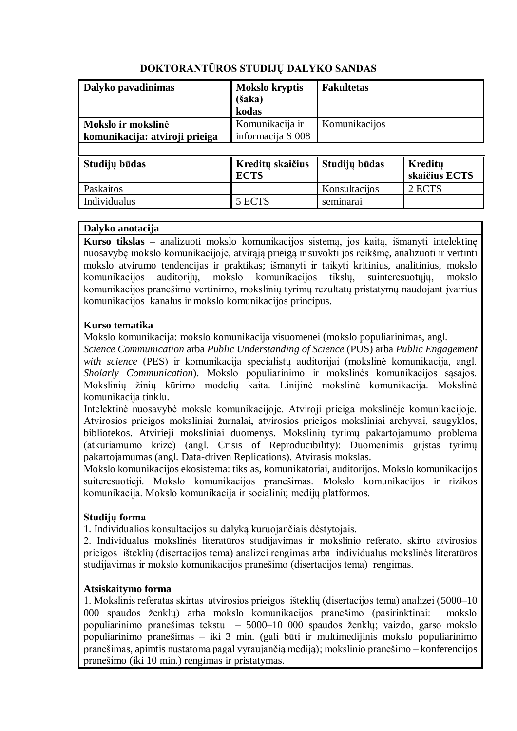# DOKTORANTŪROS STUDIJŲ DALYKO SANDAS

| Dalyko pavadinimas | Mokslo kryptis (šaka) kodas | Fakultetas |
|---|---|---|
| **Mokslo ir mokslinė komunikacija: atviroji prieiga** | Komunikacija ir informacija S 008 | Komunikacijos |

| Studijų būdas | Kreditų skaičius ECTS | Studijų būdas | Kreditų skaičius ECTS |
|---|---|---|---|
| Paskaitos | | Konsultacijos | 2 ECTS |
| Individualus | 5 ECTS | seminarai | |

**Dalyko anotacija**

**Kurso tikslas –** analizuoti mokslo komunikacijos sistemą, jos kaitą, išmanyti intelektinę nuosavybę mokslo komunikacijoje, atvirąją prieigą ir suvokti jos reikšmę, analizuoti ir vertinti mokslo atvirumo tendencijas ir praktikas; išmanyti ir taikyti kritinius, analitinius, mokslo komunikacijos auditorijų, mokslo komunikacijos tikslų, suinteresuotųjų, mokslo komunikacijos pranešimo vertinimo, mokslinių tyrimų rezultatų pristatymų naudojant įvairius komunikacijos kanalus ir mokslo komunikacijos principus.

**Kurso tematika**

Mokslo komunikacija: mokslo komunikacija visuomenei (mokslo populiarinimas, angl. *Science Communication* arba *Public Understanding of Science* (PUS) arba *Public Engagement with science* (PES) ir komunikacija specialistų auditorijai (mokslinė komunikacija, angl. *Sholarly Communication*). Mokslo populiarinimo ir mokslinės komunikacijos sąsajos. Mokslinių žinių kūrimo modelių kaita. Linijinė mokslinė komunikacija. Mokslinė komunikacija tinklu.

Intelektinė nuosavybė mokslo komunikacijoje. Atviroji prieiga mokslinėje komunikacijoje. Atvirosios prieigos moksliniai žurnalai, atvirosios prieigos moksliniai archyvai, saugyklos, bibliotekos. Atvirieji moksliniai duomenys. Mokslinių tyrimų pakartojamumo problema (atkuriamumo krizė) (angl. Crisis of Reproducibility): Duomenimis grįstas tyrimų pakartojamumas (angl. Data-driven Replications). Atvirasis mokslas.

Mokslo komunikacijos ekosistema: tikslas, komunikatoriai, auditorijos. Mokslo komunikacijos suiteresuotieji. Mokslo komunikacijos pranešimas. Mokslo komunikacijos ir rizikos komunikacija. Mokslo komunikacija ir socialinių medijų platformos.

**Studijų forma**

1. Individualios konsultacijos su dalyką kuruojančiais dėstytojais.
2. Individualus mokslinės literatūros studijavimas ir mokslinio referato, skirto atvirosios prieigos išteklių (disertacijos tema) analizei rengimas arba individualus mokslinės literatūros studijavimas ir mokslo komunikacijos pranešimo (disertacijos tema) rengimas.

**Atsiskaitymo forma**

1. Mokslinis referatas skirtas atvirosios prieigos išteklių (disertacijos tema) analizei (5000–10 000 spaudos ženklų) arba mokslo komunikacijos pranešimo (pasirinktinai: mokslo populiarinimo pranešimas tekstu – 5000–10 000 spaudos ženklų; vaizdo, garso mokslo populiarinimo pranešimas – iki 3 min. (gali būti ir multimedijinis mokslo populiarinimo pranešimas, apimtis nustatoma pagal vyraujančią mediją); mokslinio pranešimo – konferencijos pranešimo (iki 10 min.) rengimas ir pristatymas.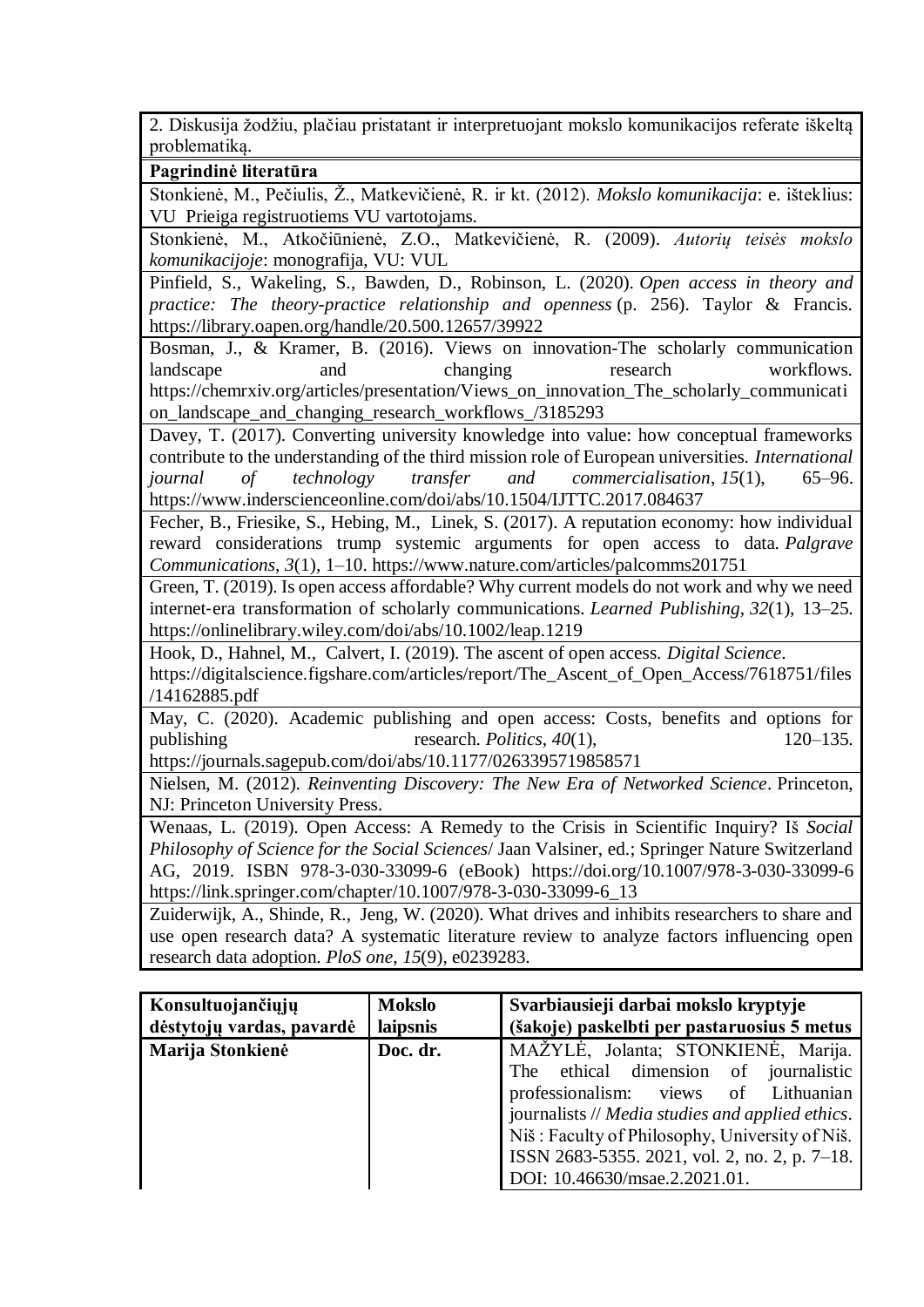| 2. Diskusija žodžiu, plačiau pristatant ir interpretuojant mokslo komunikacijos referate iškeltą problematiką. |
|---|
| **Pagrindinė literatūra** |
| Stonkienė, M., Pečiulis, Ž., Matkevičienė, R. ir kt. (2012). *Mokslo komunikacija*: e. išteklius: VU Prieiga registruotiems VU vartotojams. |
| Stonkienė, M., Atkočiūnienė, Z.O., Matkevičienė, R. (2009). *Autorių teisės mokslo komunikacijoje*: monografija, VU: VUL |
| Pinfield, S., Wakeling, S., Bawden, D., Robinson, L. (2020). *Open access in theory and practice: The theory-practice relationship and openness* (p. 256). Taylor & Francis. https://library.oapen.org/handle/20.500.12657/39922 |
| Bosman, J., & Kramer, B. (2016). Views on innovation-The scholarly communication landscape and changing research workflows. https://chemrxiv.org/articles/presentation/Views_on_innovation_The_scholarly_communication_landscape_and_changing_research_workflows_/3185293 |
| Davey, T. (2017). Converting university knowledge into value: how conceptual frameworks contribute to the understanding of the third mission role of European universities. *International journal of technology transfer and commercialisation*, *15*(1), 65–96. https://www.inderscienceonline.com/doi/abs/10.1504/IJTTC.2017.084637 |
| Fecher, B., Friesike, S., Hebing, M., Linek, S. (2017). A reputation economy: how individual reward considerations trump systemic arguments for open access to data. *Palgrave Communications*, *3*(1), 1–10. https://www.nature.com/articles/palcomms201751 |
| Green, T. (2019). Is open access affordable? Why current models do not work and why we need internet-era transformation of scholarly communications. *Learned Publishing*, *32*(1), 13–25. https://onlinelibrary.wiley.com/doi/abs/10.1002/leap.1219 |
| Hook, D., Hahnel, M., Calvert, I. (2019). The ascent of open access. *Digital Science*. https://digitalscience.figshare.com/articles/report/The_Ascent_of_Open_Access/7618751/files/14162885.pdf |
| May, C. (2020). Academic publishing and open access: Costs, benefits and options for publishing research. *Politics*, *40*(1), 120–135. https://journals.sagepub.com/doi/abs/10.1177/0263395719858571 |
| Nielsen, M. (2012). *Reinventing Discovery: The New Era of Networked Science*. Princeton, NJ: Princeton University Press. |
| Wenaas, L. (2019). Open Access: A Remedy to the Crisis in Scientific Inquiry? Iš *Social Philosophy of Science for the Social Sciences*/ Jaan Valsiner, ed.; Springer Nature Switzerland AG, 2019. ISBN 978-3-030-33099-6 (eBook) https://doi.org/10.1007/978-3-030-33099-6 https://link.springer.com/chapter/10.1007/978-3-030-33099-6_13 |
| Zuiderwijk, A., Shinde, R., Jeng, W. (2020). What drives and inhibits researchers to share and use open research data? A systematic literature review to analyze factors influencing open research data adoption. *PloS one*, *15*(9), e0239283. |

| **Konsultuojančiųjų dėstytojų vardas, pavardė** | **Mokslo laipsnis** | **Svarbiausieji darbai mokslo kryptyje (šakoje) paskelbti per pastaruosius 5 metus** |
|---|---|---|
| **Marija Stonkienė** | **Doc. dr.** | MAŽYLĖ, Jolanta; STONKIENĖ, Marija. The ethical dimension of journalistic professionalism: views of Lithuanian journalists // *Media studies and applied ethics*. Niš : Faculty of Philosophy, University of Niš. ISSN 2683-5355. 2021, vol. 2, no. 2, p. 7–18. DOI: 10.46630/msae.2.2021.01. |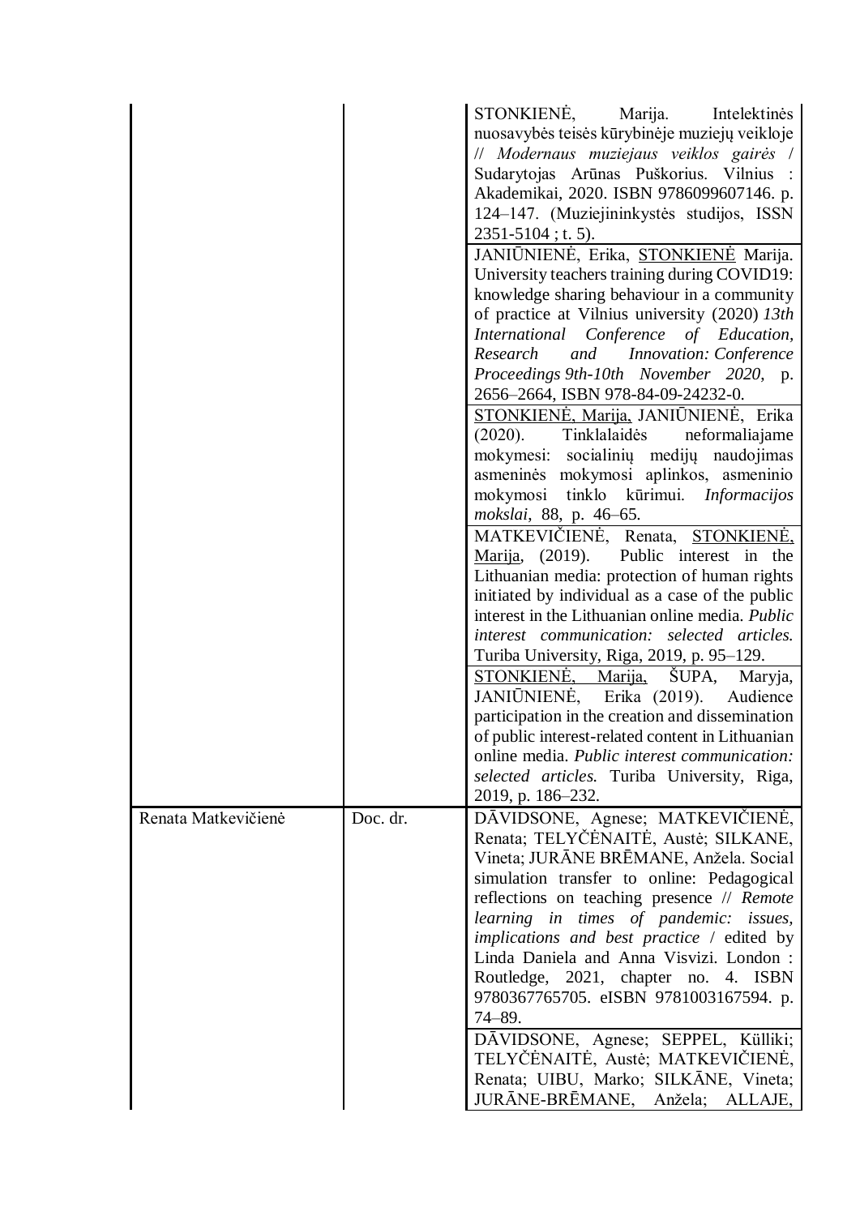| | | |
|---|---|---|
| | | STONKIENĖ, Marija. Intelektinės nuosavybės teisės kūrybinėje muziejų veikloje // *Modernaus muziejaus veiklos gairės* / Sudarytojas Arūnas Puškorius. Vilnius : Akademikai, 2020. ISBN 9786099607146. p. 124–147. (Muziejininkystės studijos, ISSN 2351-5104 ; t. 5). |
| | | JANIŪNIENĖ, Erika, STONKIENĖ Marija. University teachers training during COVID19: knowledge sharing behaviour in a community of practice at Vilnius university (2020) *13th International Conference of Education, Research and Innovation: Conference Proceedings 9th-10th November 2020*, p. 2656–2664, ISBN 978-84-09-24232-0. |
| | | STONKIENĖ, Marija, JANIŪNIENĖ, Erika (2020). Tinklalaidės neformaliajame mokymesi: socialinių medijų naudojimas asmeninės mokymosi aplinkos, asmeninio mokymosi tinklo kūrimui. *Informacijos mokslai*, 88, p. 46–65. |
| | | MATKEVIČIENĖ, Renata, STONKIENĖ, Marija, (2019). Public interest in the Lithuanian media: protection of human rights initiated by individual as a case of the public interest in the Lithuanian online media. *Public interest communication: selected articles.* Turiba University, Riga, 2019, p. 95–129. |
| | | STONKIENĖ, Marija, ŠUPA, Maryja, JANIŪNIENĖ, Erika (2019). Audience participation in the creation and dissemination of public interest-related content in Lithuanian online media. *Public interest communication: selected articles.* Turiba University, Riga, 2019, p. 186–232. |
| Renata Matkevičienė | Doc. dr. | DĀVIDSONE, Agnese; MATKEVIČIENĖ, Renata; TELYČĖNAITĖ, Austė; SILKANE, Vineta; JURĀNE BRĒMANE, Anžela. Social simulation transfer to online: Pedagogical reflections on teaching presence // *Remote learning in times of pandemic: issues, implications and best practice* / edited by Linda Daniela and Anna Visvizi. London : Routledge, 2021, chapter no. 4. ISBN 9780367765705. eISBN 9781003167594. p. 74–89. |
| | | DĀVIDSONE, Agnese; SEPPEL, Külliki; TELYČĖNAITĖ, Austė; MATKEVIČIENĖ, Renata; UIBU, Marko; SILKĀNE, Vineta; JURĀNE-BRĒMANE, Anžela; ALLAJE, |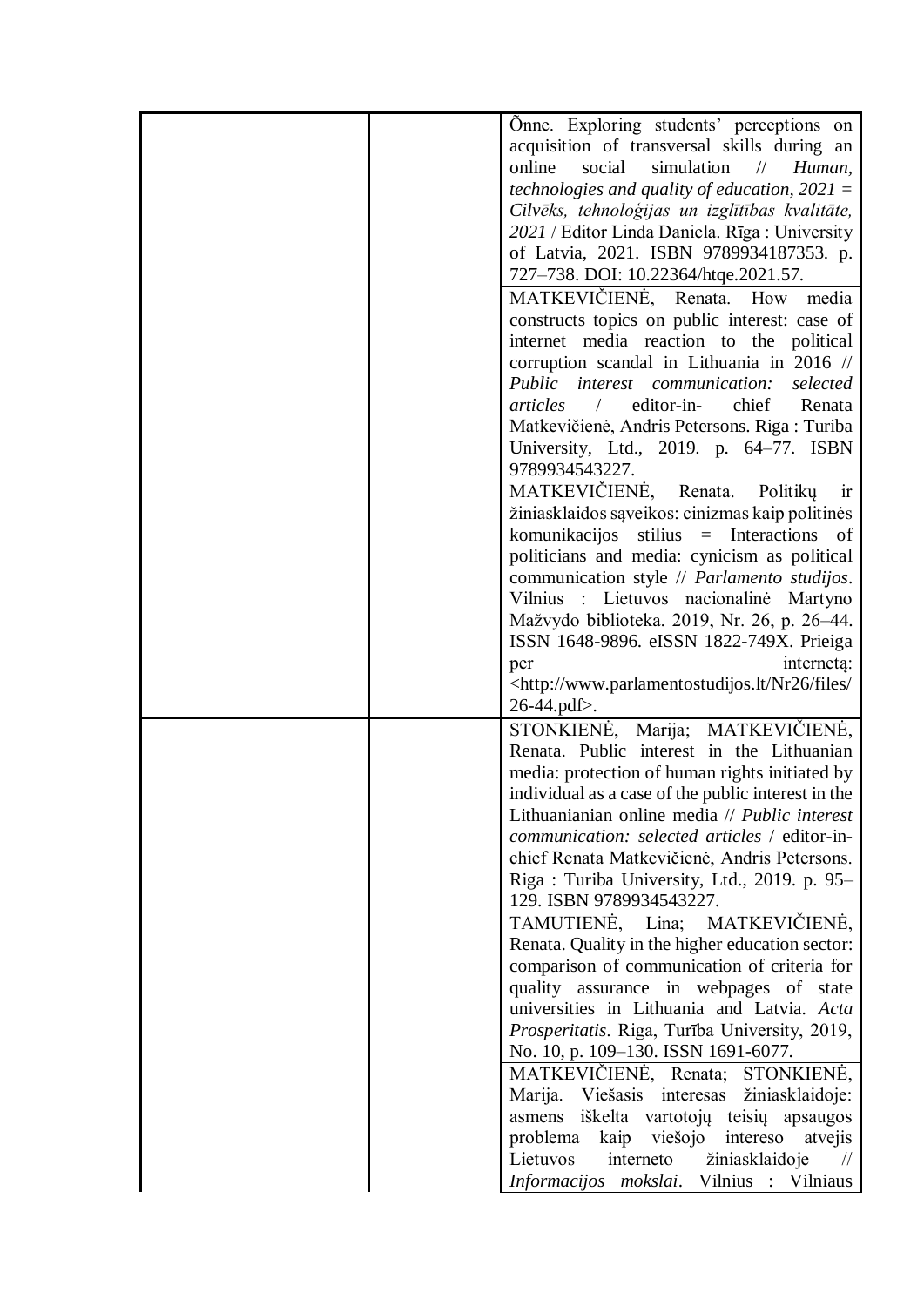| | | |
|---|---|---|
| | | Õnne. Exploring students' perceptions on acquisition of transversal skills during an online social simulation // *Human, technologies and quality of education, 2021 = Cilvēks, tehnoloģijas un izglītības kvalitāte, 2021* / Editor Linda Daniela. Rīga : University of Latvia, 2021. ISBN 9789934187353. p. 727–738. DOI: 10.22364/htqe.2021.57. |
| | | MATKEVIČIENĖ, Renata. How media constructs topics on public interest: case of internet media reaction to the political corruption scandal in Lithuania in 2016 // *Public interest communication: selected articles* / editor-in- chief Renata Matkevičienė, Andris Petersons. Riga : Turiba University, Ltd., 2019. p. 64–77. ISBN 9789934543227. |
| | | MATKEVIČIENĖ, Renata. Politikų ir žiniasklaidos sąveikos: cinizmas kaip politinės komunikacijos stilius = Interactions of politicians and media: cynicism as political communication style // *Parlamento studijos*. Vilnius : Lietuvos nacionalinė Martyno Mažvydo biblioteka. 2019, Nr. 26, p. 26–44. ISSN 1648-9896. eISSN 1822-749X. Prieiga per internetą: <http://www.parlamentostudijos.lt/Nr26/files/26-44.pdf>. |
| | | STONKIENĖ, Marija; MATKEVIČIENĖ, Renata. Public interest in the Lithuanian media: protection of human rights initiated by individual as a case of the public interest in the Lithuanianian online media // *Public interest communication: selected articles* / editor-in-chief Renata Matkevičienė, Andris Petersons. Riga : Turiba University, Ltd., 2019. p. 95–129. ISBN 9789934543227. |
| | | TAMUTIENĖ, Lina; MATKEVIČIENĖ, Renata. Quality in the higher education sector: comparison of communication of criteria for quality assurance in webpages of state universities in Lithuania and Latvia. *Acta Prosperitatis*. Riga, Turība University, 2019, No. 10, p. 109–130. ISSN 1691-6077. |
| | | MATKEVIČIENĖ, Renata; STONKIENĖ, Marija. Viešasis interesas žiniasklaidoje: asmens iškelta vartotojų teisių apsaugos problema kaip viešojo intereso atvejis Lietuvos interneto žiniasklaidoje // *Informacijos mokslai*. Vilnius : Vilniaus |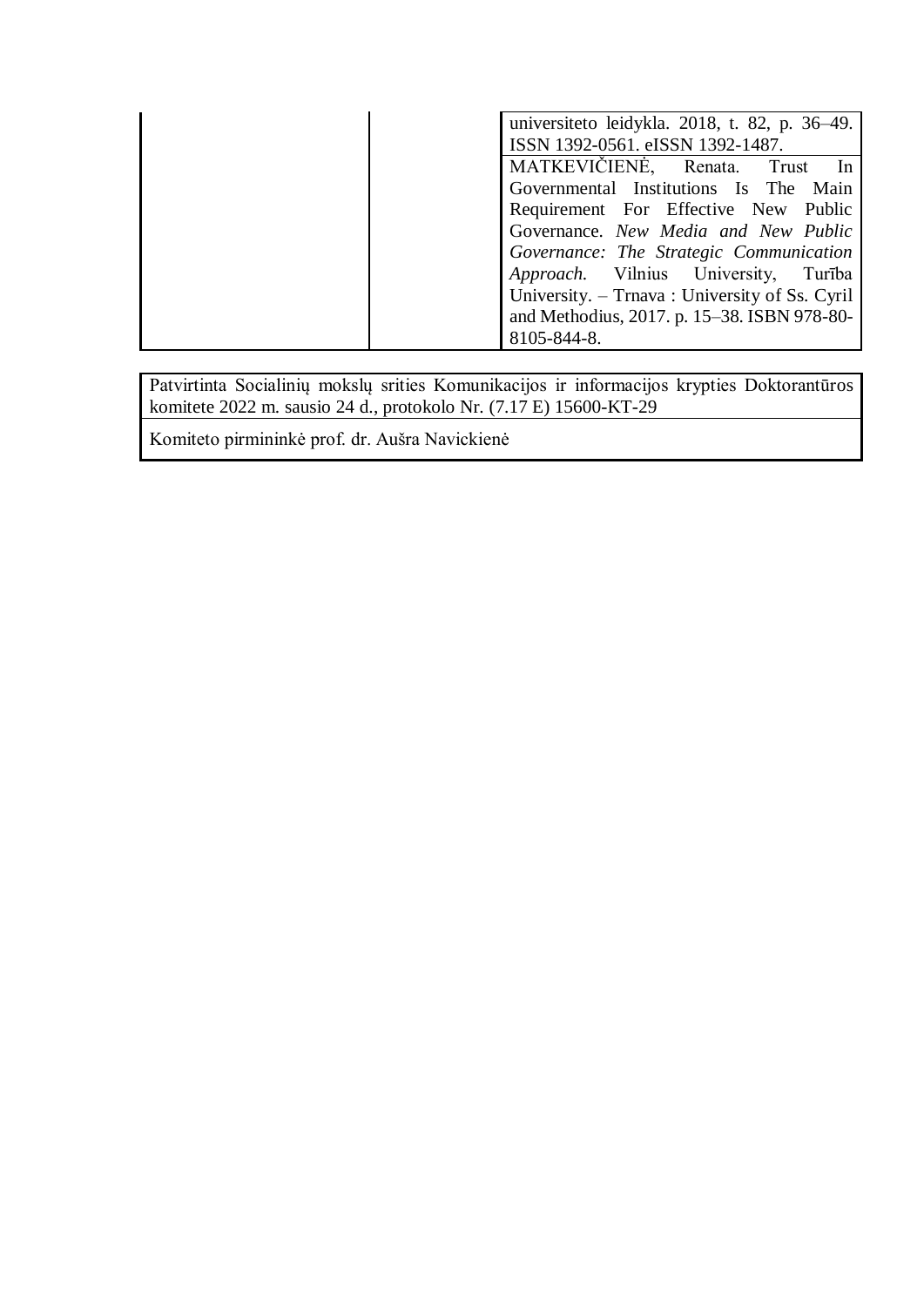| | | |
|---|---|---|
| | | universiteto leidykla. 2018, t. 82, p. 36–49. ISSN 1392-0561. eISSN 1392-1487. |
| | | MATKEVIČIENĖ, Renata. Trust In Governmental Institutions Is The Main Requirement For Effective New Public Governance. *New Media and New Public Governance: The Strategic Communication Approach.* Vilnius University, Turība University. – Trnava : University of Ss. Cyril and Methodius, 2017. p. 15–38. ISBN 978-80-8105-844-8. |

| |
|---|
| Patvirtinta Socialinių mokslų srities Komunikacijos ir informacijos krypties Doktorantūros komitete 2022 m. sausio 24 d., protokolo Nr. (7.17 E) 15600-KT-29 |
| Komiteto pirmininkė prof. dr. Aušra Navickienė |